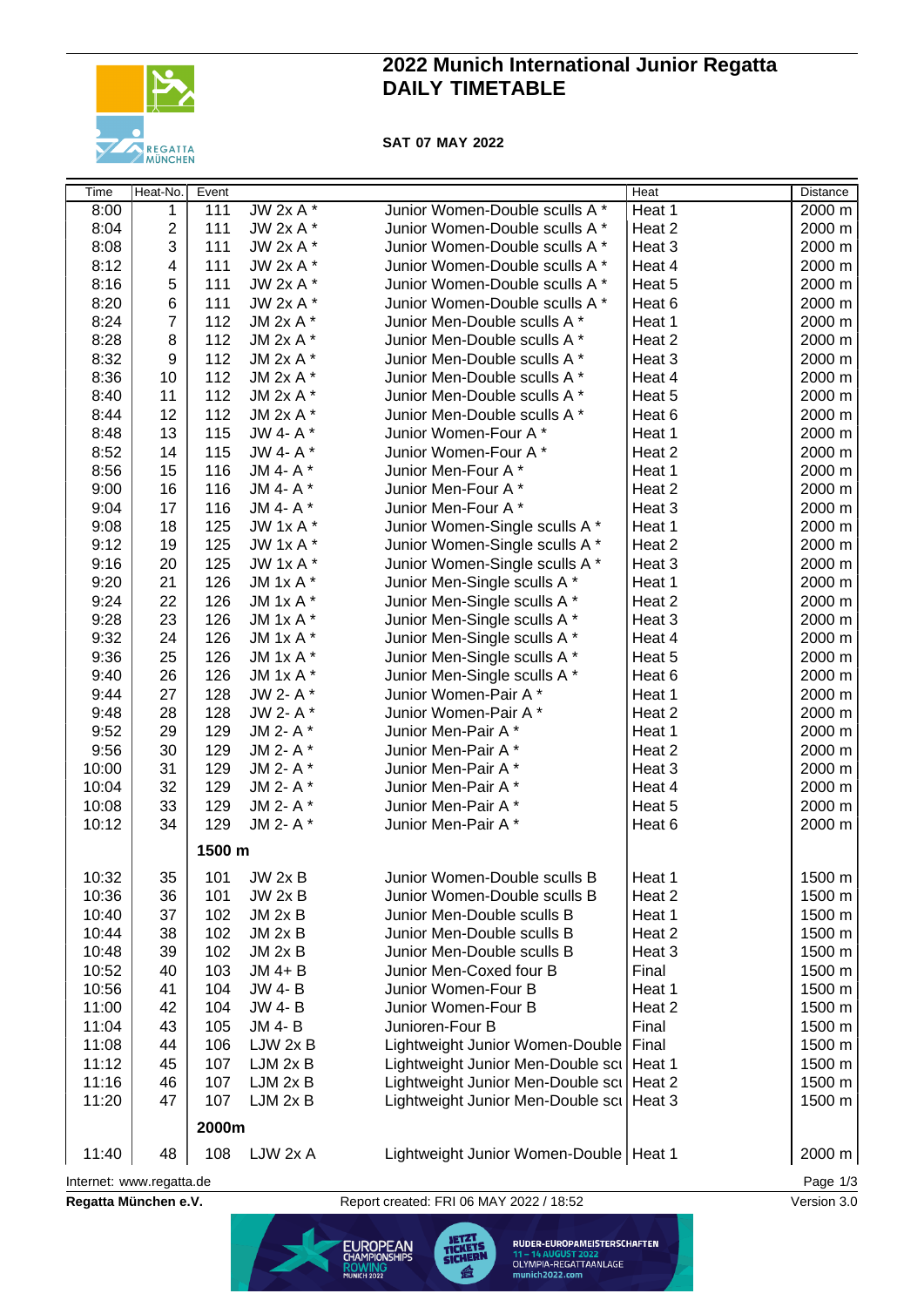# 2022 Munich International Junior Regatta
# DAILY TIMETABLE

**SAT 07 MAY 2022**

| Time | Heat-No. | Event | | | Heat | Distance |
|---|---|---|---|---|---|---|
| 8:00 | 1 | 111 | JW 2x A * | Junior Women-Double sculls A * | Heat 1 | 2000 m |
| 8:04 | 2 | 111 | JW 2x A * | Junior Women-Double sculls A * | Heat 2 | 2000 m |
| 8:08 | 3 | 111 | JW 2x A * | Junior Women-Double sculls A * | Heat 3 | 2000 m |
| 8:12 | 4 | 111 | JW 2x A * | Junior Women-Double sculls A * | Heat 4 | 2000 m |
| 8:16 | 5 | 111 | JW 2x A * | Junior Women-Double sculls A * | Heat 5 | 2000 m |
| 8:20 | 6 | 111 | JW 2x A * | Junior Women-Double sculls A * | Heat 6 | 2000 m |
| 8:24 | 7 | 112 | JM 2x A * | Junior Men-Double sculls A * | Heat 1 | 2000 m |
| 8:28 | 8 | 112 | JM 2x A * | Junior Men-Double sculls A * | Heat 2 | 2000 m |
| 8:32 | 9 | 112 | JM 2x A * | Junior Men-Double sculls A * | Heat 3 | 2000 m |
| 8:36 | 10 | 112 | JM 2x A * | Junior Men-Double sculls A * | Heat 4 | 2000 m |
| 8:40 | 11 | 112 | JM 2x A * | Junior Men-Double sculls A * | Heat 5 | 2000 m |
| 8:44 | 12 | 112 | JM 2x A * | Junior Men-Double sculls A * | Heat 6 | 2000 m |
| 8:48 | 13 | 115 | JW 4- A * | Junior Women-Four A * | Heat 1 | 2000 m |
| 8:52 | 14 | 115 | JW 4- A * | Junior Women-Four A * | Heat 2 | 2000 m |
| 8:56 | 15 | 116 | JM 4- A * | Junior Men-Four A * | Heat 1 | 2000 m |
| 9:00 | 16 | 116 | JM 4- A * | Junior Men-Four A * | Heat 2 | 2000 m |
| 9:04 | 17 | 116 | JM 4- A * | Junior Men-Four A * | Heat 3 | 2000 m |
| 9:08 | 18 | 125 | JW 1x A * | Junior Women-Single sculls A * | Heat 1 | 2000 m |
| 9:12 | 19 | 125 | JW 1x A * | Junior Women-Single sculls A * | Heat 2 | 2000 m |
| 9:16 | 20 | 125 | JW 1x A * | Junior Women-Single sculls A * | Heat 3 | 2000 m |
| 9:20 | 21 | 126 | JM 1x A * | Junior Men-Single sculls A * | Heat 1 | 2000 m |
| 9:24 | 22 | 126 | JM 1x A * | Junior Men-Single sculls A * | Heat 2 | 2000 m |
| 9:28 | 23 | 126 | JM 1x A * | Junior Men-Single sculls A * | Heat 3 | 2000 m |
| 9:32 | 24 | 126 | JM 1x A * | Junior Men-Single sculls A * | Heat 4 | 2000 m |
| 9:36 | 25 | 126 | JM 1x A * | Junior Men-Single sculls A * | Heat 5 | 2000 m |
| 9:40 | 26 | 126 | JM 1x A * | Junior Men-Single sculls A * | Heat 6 | 2000 m |
| 9:44 | 27 | 128 | JW 2- A * | Junior Women-Pair A * | Heat 1 | 2000 m |
| 9:48 | 28 | 128 | JW 2- A * | Junior Women-Pair A * | Heat 2 | 2000 m |
| 9:52 | 29 | 129 | JM 2- A * | Junior Men-Pair A * | Heat 1 | 2000 m |
| 9:56 | 30 | 129 | JM 2- A * | Junior Men-Pair A * | Heat 2 | 2000 m |
| 10:00 | 31 | 129 | JM 2- A * | Junior Men-Pair A * | Heat 3 | 2000 m |
| 10:04 | 32 | 129 | JM 2- A * | Junior Men-Pair A * | Heat 4 | 2000 m |
| 10:08 | 33 | 129 | JM 2- A * | Junior Men-Pair A * | Heat 5 | 2000 m |
| 10:12 | 34 | 129 | JM 2- A * | Junior Men-Pair A * | Heat 6 | 2000 m |
| | | **1500 m** | | | | |
| 10:32 | 35 | 101 | JW 2x B | Junior Women-Double sculls B | Heat 1 | 1500 m |
| 10:36 | 36 | 101 | JW 2x B | Junior Women-Double sculls B | Heat 2 | 1500 m |
| 10:40 | 37 | 102 | JM 2x B | Junior Men-Double sculls B | Heat 1 | 1500 m |
| 10:44 | 38 | 102 | JM 2x B | Junior Men-Double sculls B | Heat 2 | 1500 m |
| 10:48 | 39 | 102 | JM 2x B | Junior Men-Double sculls B | Heat 3 | 1500 m |
| 10:52 | 40 | 103 | JM 4+ B | Junior Men-Coxed four B | Final | 1500 m |
| 10:56 | 41 | 104 | JW 4- B | Junior Women-Four B | Heat 1 | 1500 m |
| 11:00 | 42 | 104 | JW 4- B | Junior Women-Four B | Heat 2 | 1500 m |
| 11:04 | 43 | 105 | JM 4- B | Junioren-Four B | Final | 1500 m |
| 11:08 | 44 | 106 | LJW 2x B | Lightweight Junior Women-Double | Final | 1500 m |
| 11:12 | 45 | 107 | LJM 2x B | Lightweight Junior Men-Double scu | Heat 1 | 1500 m |
| 11:16 | 46 | 107 | LJM 2x B | Lightweight Junior Men-Double scu | Heat 2 | 1500 m |
| 11:20 | 47 | 107 | LJM 2x B | Lightweight Junior Men-Double scu | Heat 3 | 1500 m |
| | | **2000m** | | | | |
| 11:40 | 48 | 108 | LJW 2x A | Lightweight Junior Women-Double | Heat 1 | 2000 m |

Internet: www.regatta.de

**Regatta München e.V.** — Report created: FRI 06 MAY 2022 / 18:52 — Version 3.0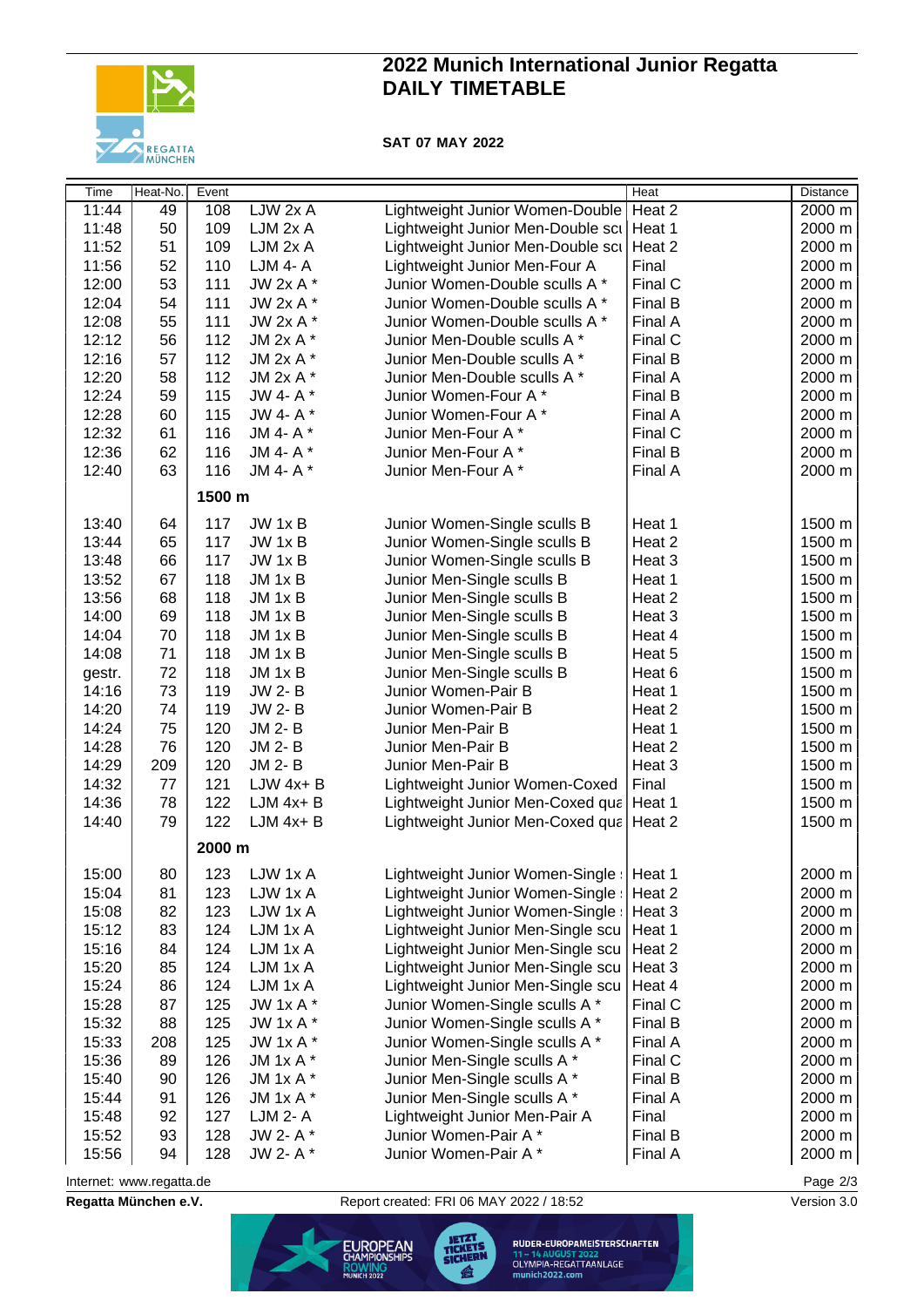# 2022 Munich International Junior Regatta
# DAILY TIMETABLE

**SAT 07 MAY 2022**

| Time | Heat-No. | Event | | | Heat | Distance |
|---|---|---|---|---|---|---|
| 11:44 | 49 | 108 | LJW 2x A | Lightweight Junior Women-Double | Heat 2 | 2000 m |
| 11:48 | 50 | 109 | LJM 2x A | Lightweight Junior Men-Double scu | Heat 1 | 2000 m |
| 11:52 | 51 | 109 | LJM 2x A | Lightweight Junior Men-Double scu | Heat 2 | 2000 m |
| 11:56 | 52 | 110 | LJM 4- A | Lightweight Junior Men-Four A | Final | 2000 m |
| 12:00 | 53 | 111 | JW 2x A * | Junior Women-Double sculls A * | Final C | 2000 m |
| 12:04 | 54 | 111 | JW 2x A * | Junior Women-Double sculls A * | Final B | 2000 m |
| 12:08 | 55 | 111 | JW 2x A * | Junior Women-Double sculls A * | Final A | 2000 m |
| 12:12 | 56 | 112 | JM 2x A * | Junior Men-Double sculls A * | Final C | 2000 m |
| 12:16 | 57 | 112 | JM 2x A * | Junior Men-Double sculls A * | Final B | 2000 m |
| 12:20 | 58 | 112 | JM 2x A * | Junior Men-Double sculls A * | Final A | 2000 m |
| 12:24 | 59 | 115 | JW 4- A * | Junior Women-Four A * | Final B | 2000 m |
| 12:28 | 60 | 115 | JW 4- A * | Junior Women-Four A * | Final A | 2000 m |
| 12:32 | 61 | 116 | JM 4- A * | Junior Men-Four A * | Final C | 2000 m |
| 12:36 | 62 | 116 | JM 4- A * | Junior Men-Four A * | Final B | 2000 m |
| 12:40 | 63 | 116 | JM 4- A * | Junior Men-Four A * | Final A | 2000 m |
| | | **1500 m** | | | | |
| 13:40 | 64 | 117 | JW 1x B | Junior Women-Single sculls B | Heat 1 | 1500 m |
| 13:44 | 65 | 117 | JW 1x B | Junior Women-Single sculls B | Heat 2 | 1500 m |
| 13:48 | 66 | 117 | JW 1x B | Junior Women-Single sculls B | Heat 3 | 1500 m |
| 13:52 | 67 | 118 | JM 1x B | Junior Men-Single sculls B | Heat 1 | 1500 m |
| 13:56 | 68 | 118 | JM 1x B | Junior Men-Single sculls B | Heat 2 | 1500 m |
| 14:00 | 69 | 118 | JM 1x B | Junior Men-Single sculls B | Heat 3 | 1500 m |
| 14:04 | 70 | 118 | JM 1x B | Junior Men-Single sculls B | Heat 4 | 1500 m |
| 14:08 | 71 | 118 | JM 1x B | Junior Men-Single sculls B | Heat 5 | 1500 m |
| gestr. | 72 | 118 | JM 1x B | Junior Men-Single sculls B | Heat 6 | 1500 m |
| 14:16 | 73 | 119 | JW 2- B | Junior Women-Pair B | Heat 1 | 1500 m |
| 14:20 | 74 | 119 | JW 2- B | Junior Women-Pair B | Heat 2 | 1500 m |
| 14:24 | 75 | 120 | JM 2- B | Junior Men-Pair B | Heat 1 | 1500 m |
| 14:28 | 76 | 120 | JM 2- B | Junior Men-Pair B | Heat 2 | 1500 m |
| 14:29 | 209 | 120 | JM 2- B | Junior Men-Pair B | Heat 3 | 1500 m |
| 14:32 | 77 | 121 | LJW 4x+ B | Lightweight Junior Women-Coxed | Final | 1500 m |
| 14:36 | 78 | 122 | LJM 4x+ B | Lightweight Junior Men-Coxed qua | Heat 1 | 1500 m |
| 14:40 | 79 | 122 | LJM 4x+ B | Lightweight Junior Men-Coxed qua | Heat 2 | 1500 m |
| | | **2000 m** | | | | |
| 15:00 | 80 | 123 | LJW 1x A | Lightweight Junior Women-Single | Heat 1 | 2000 m |
| 15:04 | 81 | 123 | LJW 1x A | Lightweight Junior Women-Single | Heat 2 | 2000 m |
| 15:08 | 82 | 123 | LJW 1x A | Lightweight Junior Women-Single | Heat 3 | 2000 m |
| 15:12 | 83 | 124 | LJM 1x A | Lightweight Junior Men-Single scu | Heat 1 | 2000 m |
| 15:16 | 84 | 124 | LJM 1x A | Lightweight Junior Men-Single scu | Heat 2 | 2000 m |
| 15:20 | 85 | 124 | LJM 1x A | Lightweight Junior Men-Single scu | Heat 3 | 2000 m |
| 15:24 | 86 | 124 | LJM 1x A | Lightweight Junior Men-Single scu | Heat 4 | 2000 m |
| 15:28 | 87 | 125 | JW 1x A * | Junior Women-Single sculls A * | Final C | 2000 m |
| 15:32 | 88 | 125 | JW 1x A * | Junior Women-Single sculls A * | Final B | 2000 m |
| 15:33 | 208 | 125 | JW 1x A * | Junior Women-Single sculls A * | Final A | 2000 m |
| 15:36 | 89 | 126 | JM 1x A * | Junior Men-Single sculls A * | Final C | 2000 m |
| 15:40 | 90 | 126 | JM 1x A * | Junior Men-Single sculls A * | Final B | 2000 m |
| 15:44 | 91 | 126 | JM 1x A * | Junior Men-Single sculls A * | Final A | 2000 m |
| 15:48 | 92 | 127 | LJM 2- A | Lightweight Junior Men-Pair A | Final | 2000 m |
| 15:52 | 93 | 128 | JW 2- A * | Junior Women-Pair A * | Final B | 2000 m |
| 15:56 | 94 | 128 | JW 2- A * | Junior Women-Pair A * | Final A | 2000 m |

Internet: www.regatta.de

**Regatta München e.V.** Report created: FRI 06 MAY 2022 / 18:52 Version 3.0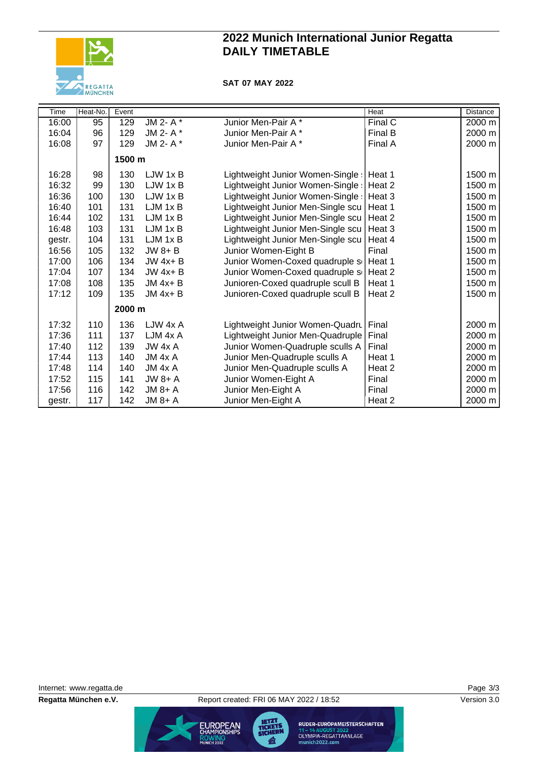# 2022 Munich International Junior Regatta
# DAILY TIMETABLE

**SAT 07 MAY 2022**

| Time | Heat-No. | Event | | | Heat | Distance |
|---|---|---|---|---|---|---|
| 16:00 | 95 | 129 | JM 2- A * | Junior Men-Pair A * | Final C | 2000 m |
| 16:04 | 96 | 129 | JM 2- A * | Junior Men-Pair A * | Final B | 2000 m |
| 16:08 | 97 | 129 | JM 2- A * | Junior Men-Pair A * | Final A | 2000 m |
| | | **1500 m** | | | | |
| 16:28 | 98 | 130 | LJW 1x B | Lightweight Junior Women-Single : | Heat 1 | 1500 m |
| 16:32 | 99 | 130 | LJW 1x B | Lightweight Junior Women-Single : | Heat 2 | 1500 m |
| 16:36 | 100 | 130 | LJW 1x B | Lightweight Junior Women-Single : | Heat 3 | 1500 m |
| 16:40 | 101 | 131 | LJM 1x B | Lightweight Junior Men-Single scu | Heat 1 | 1500 m |
| 16:44 | 102 | 131 | LJM 1x B | Lightweight Junior Men-Single scu | Heat 2 | 1500 m |
| 16:48 | 103 | 131 | LJM 1x B | Lightweight Junior Men-Single scu | Heat 3 | 1500 m |
| gestr. | 104 | 131 | LJM 1x B | Lightweight Junior Men-Single scu | Heat 4 | 1500 m |
| 16:56 | 105 | 132 | JW 8+ B | Junior Women-Eight B | Final | 1500 m |
| 17:00 | 106 | 134 | JW 4x+ B | Junior Women-Coxed quadruple sc | Heat 1 | 1500 m |
| 17:04 | 107 | 134 | JW 4x+ B | Junior Women-Coxed quadruple sc | Heat 2 | 1500 m |
| 17:08 | 108 | 135 | JM 4x+ B | Junioren-Coxed quadruple scull B | Heat 1 | 1500 m |
| 17:12 | 109 | 135 | JM 4x+ B | Junioren-Coxed quadruple scull B | Heat 2 | 1500 m |
| | | **2000 m** | | | | |
| 17:32 | 110 | 136 | LJW 4x A | Lightweight Junior Women-Quadru | Final | 2000 m |
| 17:36 | 111 | 137 | LJM 4x A | Lightweight Junior Men-Quadruple | Final | 2000 m |
| 17:40 | 112 | 139 | JW 4x A | Junior Women-Quadruple sculls A | Final | 2000 m |
| 17:44 | 113 | 140 | JM 4x A | Junior Men-Quadruple sculls A | Heat 1 | 2000 m |
| 17:48 | 114 | 140 | JM 4x A | Junior Men-Quadruple sculls A | Heat 2 | 2000 m |
| 17:52 | 115 | 141 | JW 8+ A | Junior Women-Eight A | Final | 2000 m |
| 17:56 | 116 | 142 | JM 8+ A | Junior Men-Eight A | Final | 2000 m |
| gestr. | 117 | 142 | JM 8+ A | Junior Men-Eight A | Heat 2 | 2000 m |

Internet: www.regatta.de

**Regatta München e.V.** Report created: FRI 06 MAY 2022 / 18:52 Version 3.0